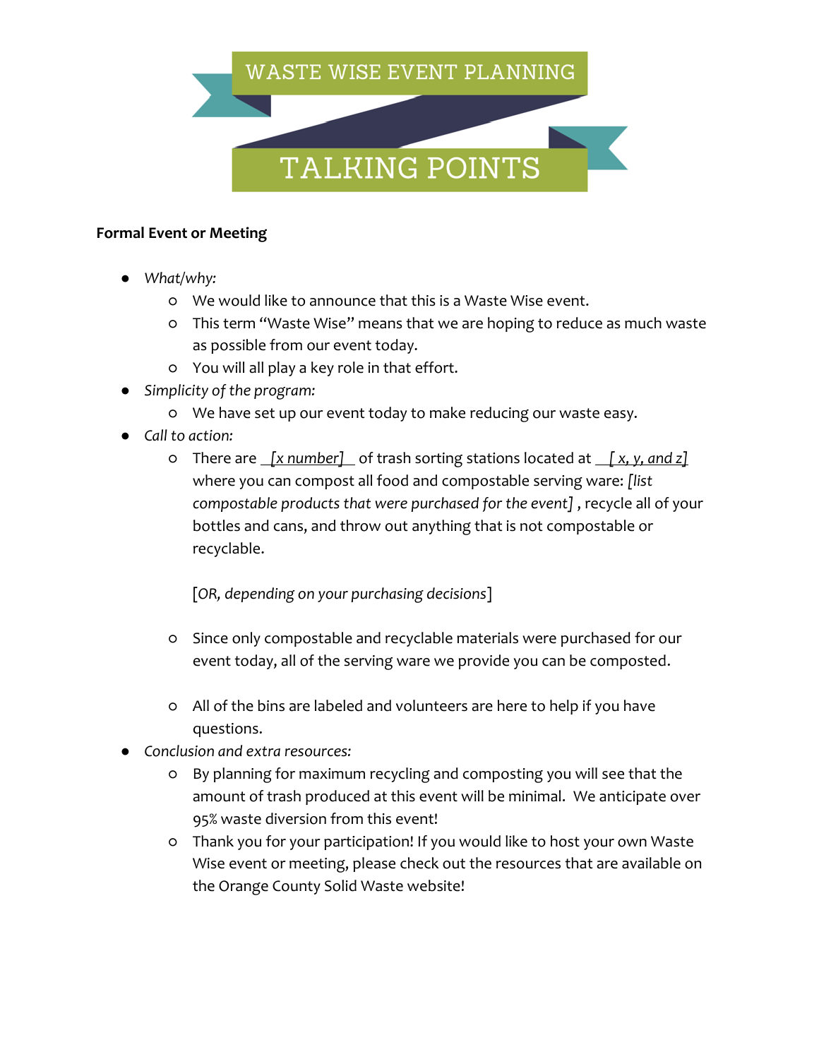# WASTE WISE EVENT PLANNING

# TALKING POINTS

**Formal Event or Meeting**

- *What/why:*
  - We would like to announce that this is a Waste Wise event.
  - This term "Waste Wise" means that we are hoping to reduce as much waste as possible from our event today.
  - You will all play a key role in that effort.
- *Simplicity of the program:*
  - We have set up our event today to make reducing our waste easy.
- *Call to action:*
  - There are *[x number]* of trash sorting stations located at *[x, y, and z]* where you can compost all food and compostable serving ware: *[list compostable products that were purchased for the event]*, recycle all of your bottles and cans, and throw out anything that is not compostable or recyclable.

    [*OR, depending on your purchasing decisions*]

  - Since only compostable and recyclable materials were purchased for our event today, all of the serving ware we provide you can be composted.
  - All of the bins are labeled and volunteers are here to help if you have questions.
- *Conclusion and extra resources:*
  - By planning for maximum recycling and composting you will see that the amount of trash produced at this event will be minimal. We anticipate over 95% waste diversion from this event!
  - Thank you for your participation! If you would like to host your own Waste Wise event or meeting, please check out the resources that are available on the Orange County Solid Waste website!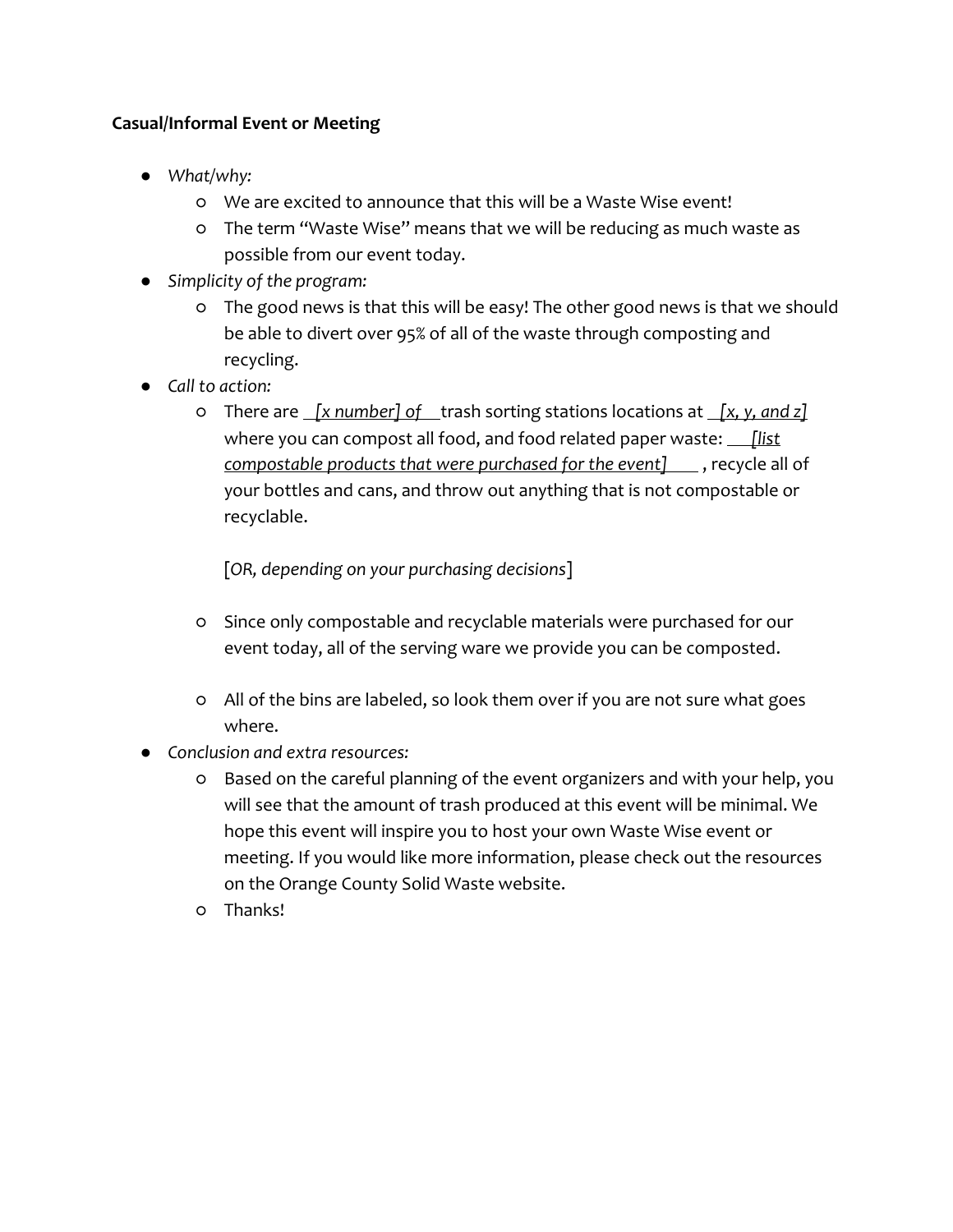**Casual/Informal Event or Meeting**

- *What/why:*
  - We are excited to announce that this will be a Waste Wise event!
  - The term "Waste Wise" means that we will be reducing as much waste as possible from our event today.
- *Simplicity of the program:*
  - The good news is that this will be easy! The other good news is that we should be able to divert over 95% of all of the waste through composting and recycling.
- *Call to action:*
  - There are *[x number] of* trash sorting stations locations at *[x, y, and z]* where you can compost all food, and food related paper waste: *[list compostable products that were purchased for the event]*, recycle all of your bottles and cans, and throw out anything that is not compostable or recyclable.

    [*OR, depending on your purchasing decisions*]

  - Since only compostable and recyclable materials were purchased for our event today, all of the serving ware we provide you can be composted.
  - All of the bins are labeled, so look them over if you are not sure what goes where.
- *Conclusion and extra resources:*
  - Based on the careful planning of the event organizers and with your help, you will see that the amount of trash produced at this event will be minimal. We hope this event will inspire you to host your own Waste Wise event or meeting. If you would like more information, please check out the resources on the Orange County Solid Waste website.
  - Thanks!